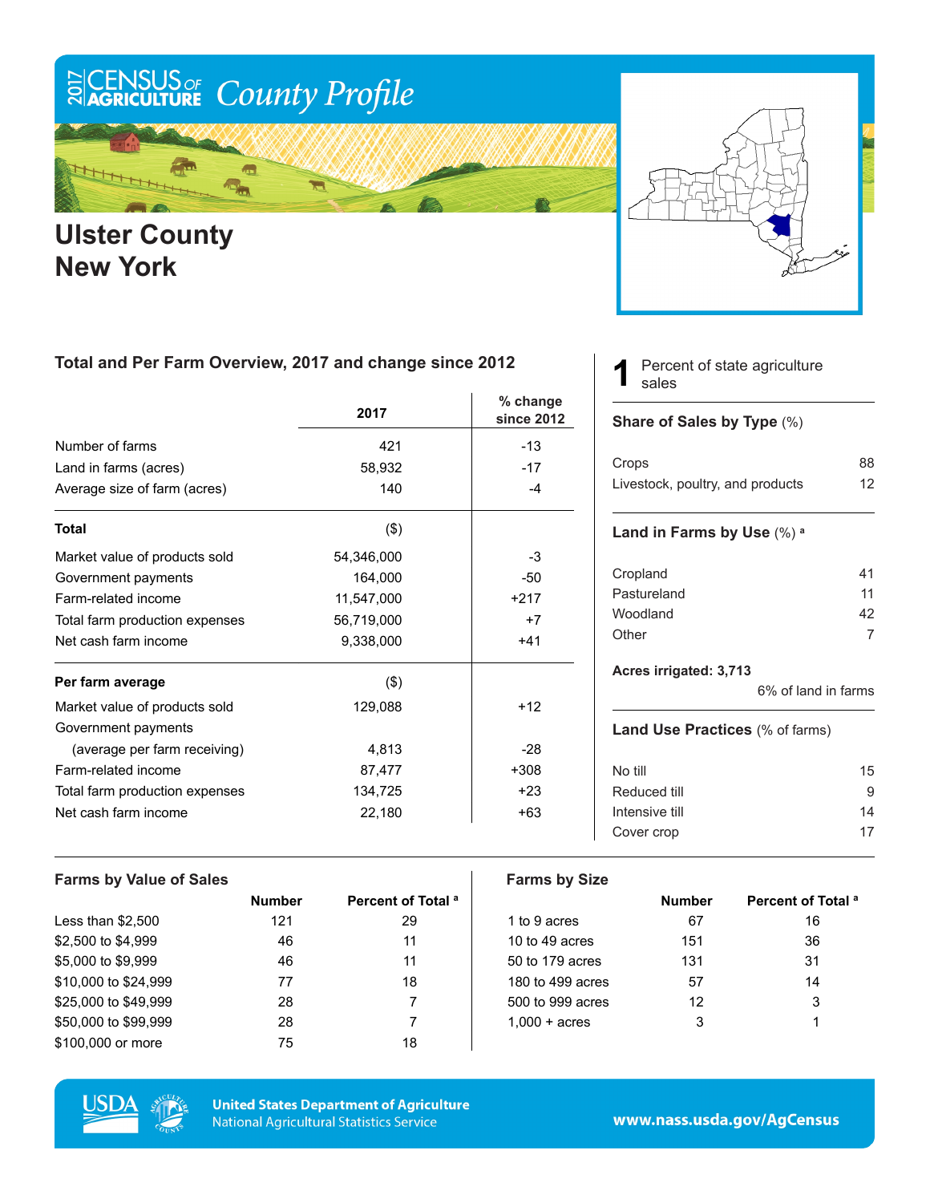# 2017 Census of Agriculture County Profile

# Ulster County New York

## Total and Per Farm Overview, 2017 and change since 2012

| | 2017 | % change since 2012 |
|---|---|---|
| Number of farms | 421 | -13 |
| Land in farms (acres) | 58,932 | -17 |
| Average size of farm (acres) | 140 | -4 |
| **Total** | ($) | |
| Market value of products sold | 54,346,000 | -3 |
| Government payments | 164,000 | -50 |
| Farm-related income | 11,547,000 | +217 |
| Total farm production expenses | 56,719,000 | +7 |
| Net cash farm income | 9,338,000 | +41 |
| **Per farm average** | ($) | |
| Market value of products sold | 129,088 | +12 |
| Government payments (average per farm receiving) | 4,813 | -28 |
| Farm-related income | 87,477 | +308 |
| Total farm production expenses | 134,725 | +23 |
| Net cash farm income | 22,180 | +63 |

**1** Percent of state agriculture sales

### Share of Sales by Type (%)

| | |
|---|---|
| Crops | 88 |
| Livestock, poultry, and products | 12 |

### Land in Farms by Use (%) [a]

| | |
|---|---|
| Cropland | 41 |
| Pastureland | 11 |
| Woodland | 42 |
| Other | 7 |

**Acres irrigated: 3,713**

6% of land in farms

### Land Use Practices (% of farms)

| | |
|---|---|
| No till | 15 |
| Reduced till | 9 |
| Intensive till | 14 |
| Cover crop | 17 |

### Farms by Value of Sales

| | Number | Percent of Total [a] |
|---|---|---|
| Less than $2,500 | 121 | 29 |
| $2,500 to $4,999 | 46 | 11 |
| $5,000 to $9,999 | 46 | 11 |
| $10,000 to $24,999 | 77 | 18 |
| $25,000 to $49,999 | 28 | 7 |
| $50,000 to $99,999 | 28 | 7 |
| $100,000 or more | 75 | 18 |

### Farms by Size

| | Number | Percent of Total [a] |
|---|---|---|
| 1 to 9 acres | 67 | 16 |
| 10 to 49 acres | 151 | 36 |
| 50 to 179 acres | 131 | 31 |
| 180 to 499 acres | 57 | 14 |
| 500 to 999 acres | 12 | 3 |
| 1,000 + acres | 3 | 1 |

United States Department of Agriculture
National Agricultural Statistics Service

www.nass.usda.gov/AgCensus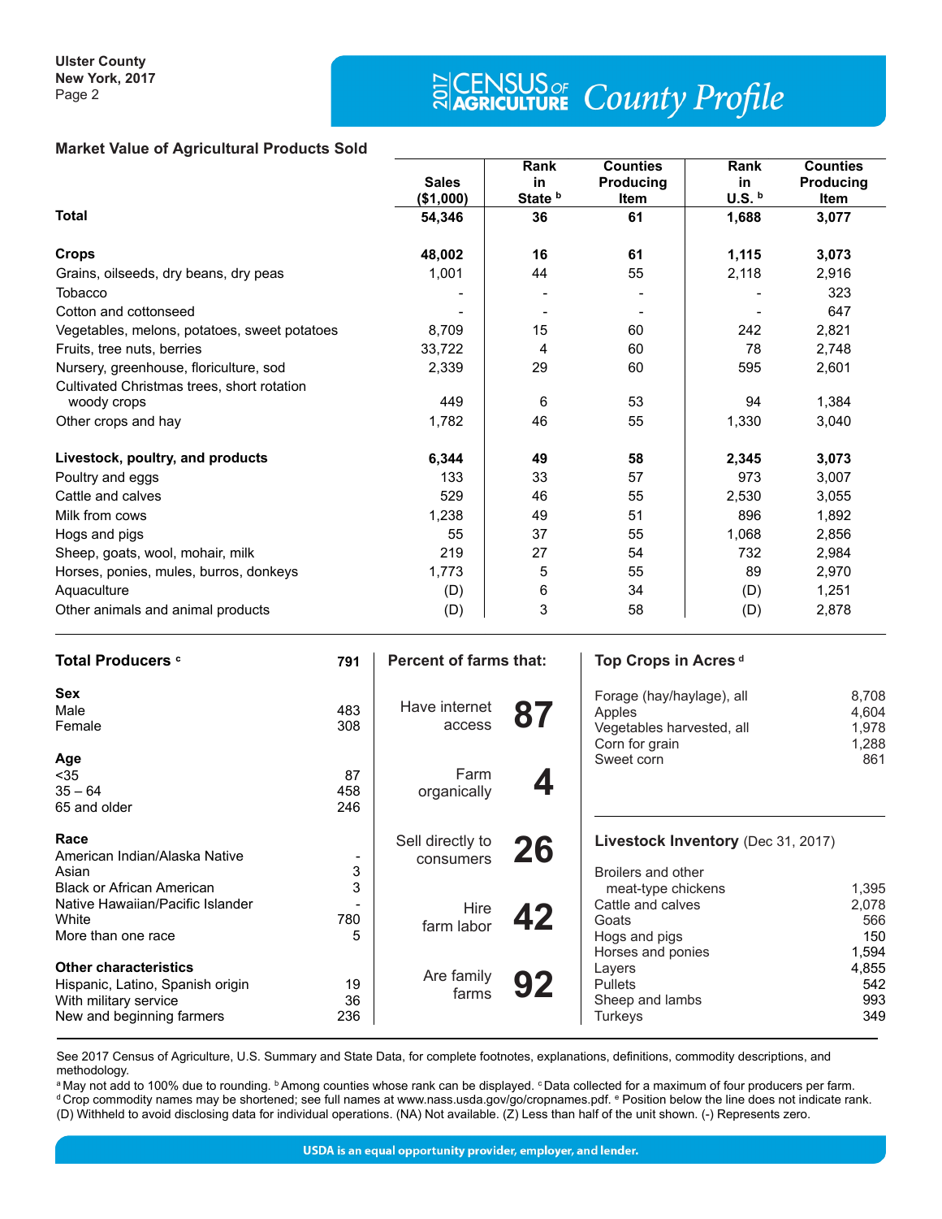Ulster County
New York, 2017

# 2017 Census of Agriculture County Profile

## Market Value of Agricultural Products Sold

| | Sales ($1,000) | Rank in State [b] | Counties Producing Item | Rank in U.S. [b] | Counties Producing Item |
|---|---|---|---|---|---|
| **Total** | **54,346** | **36** | **61** | **1,688** | **3,077** |
| **Crops** | **48,002** | **16** | **61** | **1,115** | **3,073** |
| Grains, oilseeds, dry beans, dry peas | 1,001 | 44 | 55 | 2,118 | 2,916 |
| Tobacco | - | - | - | - | 323 |
| Cotton and cottonseed | - | - | - | - | 647 |
| Vegetables, melons, potatoes, sweet potatoes | 8,709 | 15 | 60 | 242 | 2,821 |
| Fruits, tree nuts, berries | 33,722 | 4 | 60 | 78 | 2,748 |
| Nursery, greenhouse, floriculture, sod | 2,339 | 29 | 60 | 595 | 2,601 |
| Cultivated Christmas trees, short rotation woody crops | 449 | 6 | 53 | 94 | 1,384 |
| Other crops and hay | 1,782 | 46 | 55 | 1,330 | 3,040 |
| **Livestock, poultry, and products** | **6,344** | **49** | **58** | **2,345** | **3,073** |
| Poultry and eggs | 133 | 33 | 57 | 973 | 3,007 |
| Cattle and calves | 529 | 46 | 55 | 2,530 | 3,055 |
| Milk from cows | 1,238 | 49 | 51 | 896 | 1,892 |
| Hogs and pigs | 55 | 37 | 55 | 1,068 | 2,856 |
| Sheep, goats, wool, mohair, milk | 219 | 27 | 54 | 732 | 2,984 |
| Horses, ponies, mules, burros, donkeys | 1,773 | 5 | 55 | 89 | 2,970 |
| Aquaculture | (D) | 6 | 34 | (D) | 1,251 |
| Other animals and animal products | (D) | 3 | 58 | (D) | 2,878 |

## Total Producers [c] 791

| | |
|---|---|
| **Sex** | |
| Male | 483 |
| Female | 308 |
| **Age** | |
| <35 | 87 |
| 35 – 64 | 458 |
| 65 and older | 246 |
| **Race** | |
| American Indian/Alaska Native | - |
| Asian | 3 |
| Black or African American | 3 |
| Native Hawaiian/Pacific Islander | - |
| White | 780 |
| More than one race | 5 |
| **Other characteristics** | |
| Hispanic, Latino, Spanish origin | 19 |
| With military service | 36 |
| New and beginning farmers | 236 |

## Percent of farms that:

| | |
|---|---|
| Have internet access | 87 |
| Farm organically | 4 |
| Sell directly to consumers | 26 |
| Hire farm labor | 42 |
| Are family farms | 92 |

## Top Crops in Acres [d]

| | |
|---|---|
| Forage (hay/haylage), all | 8,708 |
| Apples | 4,604 |
| Vegetables harvested, all | 1,978 |
| Corn for grain | 1,288 |
| Sweet corn | 861 |

## Livestock Inventory (Dec 31, 2017)

| | |
|---|---|
| Broilers and other meat-type chickens | 1,395 |
| Cattle and calves | 2,078 |
| Goats | 566 |
| Hogs and pigs | 150 |
| Horses and ponies | 1,594 |
| Layers | 4,855 |
| Pullets | 542 |
| Sheep and lambs | 993 |
| Turkeys | 349 |

See 2017 Census of Agriculture, U.S. Summary and State Data, for complete footnotes, explanations, definitions, commodity descriptions, and methodology.

[a] May not add to 100% due to rounding. [b] Among counties whose rank can be displayed. [c] Data collected for a maximum of four producers per farm. [d] Crop commodity names may be shortened; see full names at www.nass.usda.gov/go/cropnames.pdf. [e] Position below the line does not indicate rank. (D) Withheld to avoid disclosing data for individual operations. (NA) Not available. (Z) Less than half of the unit shown. (-) Represents zero.

USDA is an equal opportunity provider, employer, and lender.